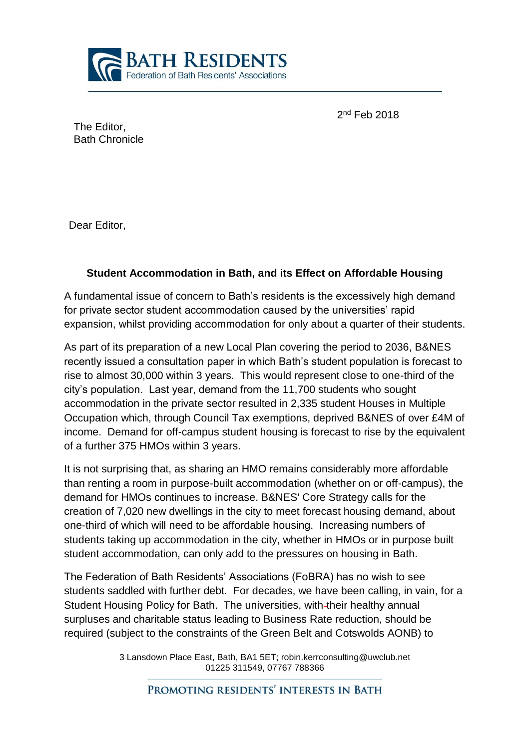# BATH RESIDENTS

Federation of Bath Residents' Associations

2nd Feb 2018

The Editor,
Bath Chronicle

Dear Editor,

**Student Accommodation in Bath, and its Effect on Affordable Housing**

A fundamental issue of concern to Bath's residents is the excessively high demand for private sector student accommodation caused by the universities' rapid expansion, whilst providing accommodation for only about a quarter of their students.

As part of its preparation of a new Local Plan covering the period to 2036, B&NES recently issued a consultation paper in which Bath's student population is forecast to rise to almost 30,000 within 3 years. This would represent close to one-third of the city's population. Last year, demand from the 11,700 students who sought accommodation in the private sector resulted in 2,335 student Houses in Multiple Occupation which, through Council Tax exemptions, deprived B&NES of over £4M of income. Demand for off-campus student housing is forecast to rise by the equivalent of a further 375 HMOs within 3 years.

It is not surprising that, as sharing an HMO remains considerably more affordable than renting a room in purpose-built accommodation (whether on or off-campus), the demand for HMOs continues to increase. B&NES' Core Strategy calls for the creation of 7,020 new dwellings in the city to meet forecast housing demand, about one-third of which will need to be affordable housing. Increasing numbers of students taking up accommodation in the city, whether in HMOs or in purpose built student accommodation, can only add to the pressures on housing in Bath.

The Federation of Bath Residents' Associations (FoBRA) has no wish to see students saddled with further debt. For decades, we have been calling, in vain, for a Student Housing Policy for Bath. The universities, with their healthy annual surpluses and charitable status leading to Business Rate reduction, should be required (subject to the constraints of the Green Belt and Cotswolds AONB) to

3 Lansdown Place East, Bath, BA1 5ET; robin.kerrconsulting@uwclub.net
01225 311549, 07767 788366

PROMOTING RESIDENTS' INTERESTS IN BATH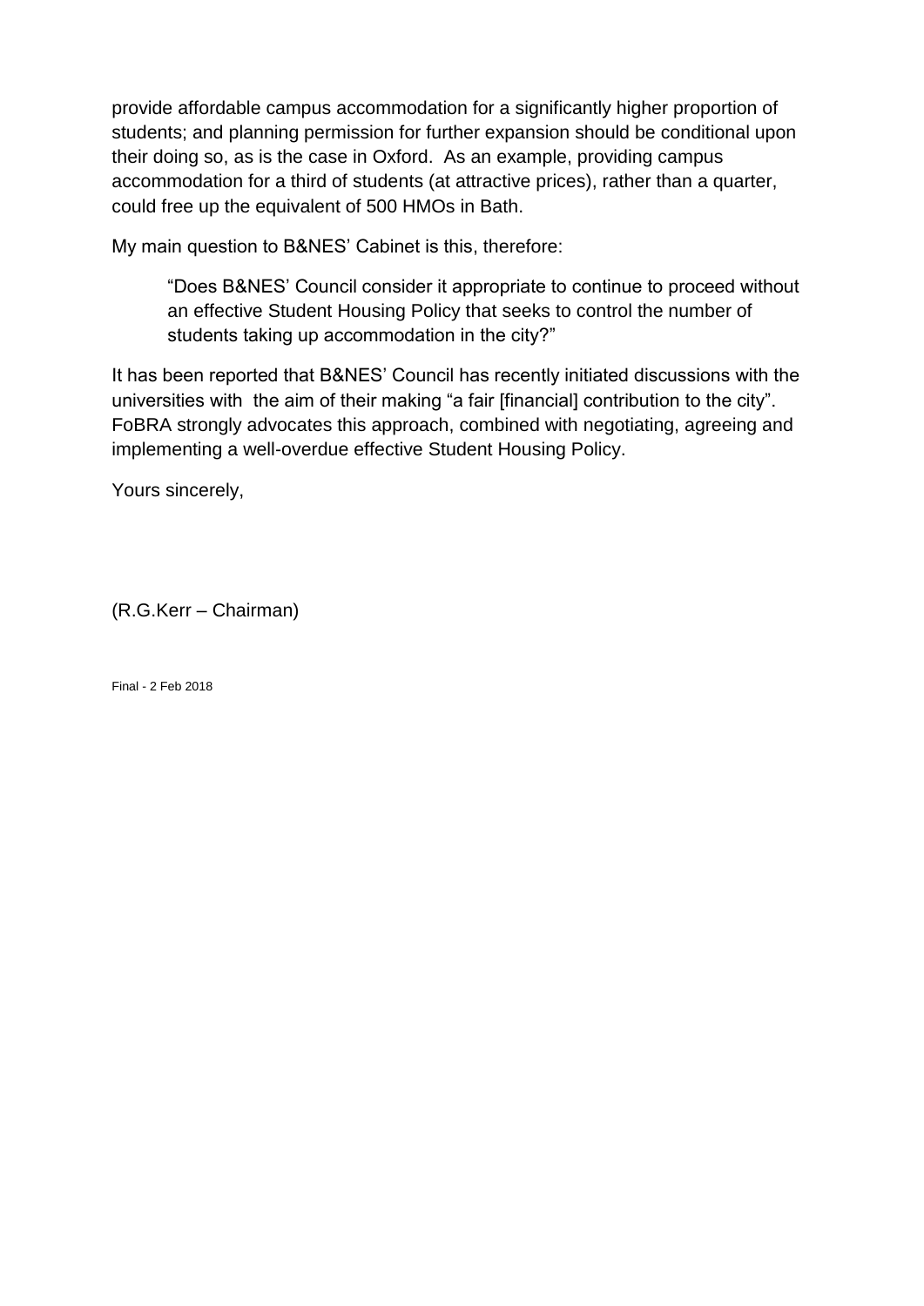provide affordable campus accommodation for a significantly higher proportion of students; and planning permission for further expansion should be conditional upon their doing so, as is the case in Oxford. As an example, providing campus accommodation for a third of students (at attractive prices), rather than a quarter, could free up the equivalent of 500 HMOs in Bath.

My main question to B&NES' Cabinet is this, therefore:

> "Does B&NES' Council consider it appropriate to continue to proceed without an effective Student Housing Policy that seeks to control the number of students taking up accommodation in the city?"

It has been reported that B&NES' Council has recently initiated discussions with the universities with the aim of their making "a fair [financial] contribution to the city". FoBRA strongly advocates this approach, combined with negotiating, agreeing and implementing a well-overdue effective Student Housing Policy.

Yours sincerely,

(R.G.Kerr – Chairman)

Final - 2 Feb 2018